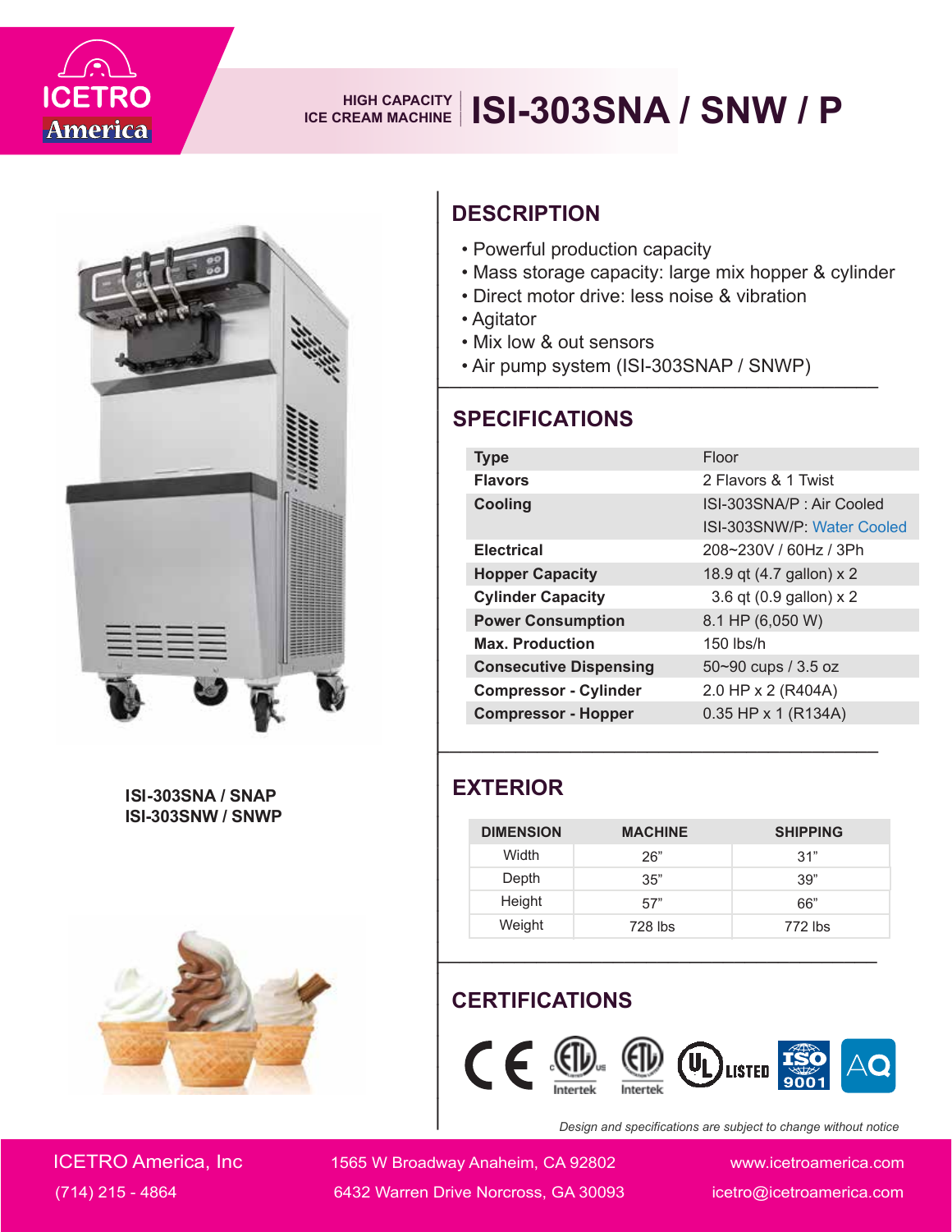ICETRO America

HIGH CAPACITY ICE CREAM MACHINE

# ISI-303SNA / SNW / P

ISI-303SNA / SNAP
ISI-303SNW / SNWP

## DESCRIPTION

- Powerful production capacity
- Mass storage capacity: large mix hopper & cylinder
- Direct motor drive: less noise & vibration
- Agitator
- Mix low & out sensors
- Air pump system (ISI-303SNAP / SNWP)

## SPECIFICATIONS

| | |
|---|---|
| **Type** | Floor |
| **Flavors** | 2 Flavors & 1 Twist |
| **Cooling** | ISI-303SNA/P : Air Cooled<br>ISI-303SNW/P: Water Cooled |
| **Electrical** | 208~230V / 60Hz / 3Ph |
| **Hopper Capacity** | 18.9 qt (4.7 gallon) x 2 |
| **Cylinder Capacity** | 3.6 qt (0.9 gallon) x 2 |
| **Power Consumption** | 8.1 HP (6,050 W) |
| **Max. Production** | 150 lbs/h |
| **Consecutive Dispensing** | 50~90 cups / 3.5 oz |
| **Compressor - Cylinder** | 2.0 HP x 2 (R404A) |
| **Compressor - Hopper** | 0.35 HP x 1 (R134A) |

## EXTERIOR

| DIMENSION | MACHINE | SHIPPING |
|---|---|---|
| Width | 26” | 31” |
| Depth | 35” | 39” |
| Height | 57” | 66” |
| Weight | 728 lbs | 772 lbs |

## CERTIFICATIONS

CE, ETL Intertek, ETL Intertek, UL LISTED, ISO 9001, AQ

*Design and specifications are subject to change without notice*

ICETRO America, Inc
(714) 215 - 4864
1565 W Broadway Anaheim, CA 92802
6432 Warren Drive Norcross, GA 30093
www.icetroamerica.com
icetro@icetroamerica.com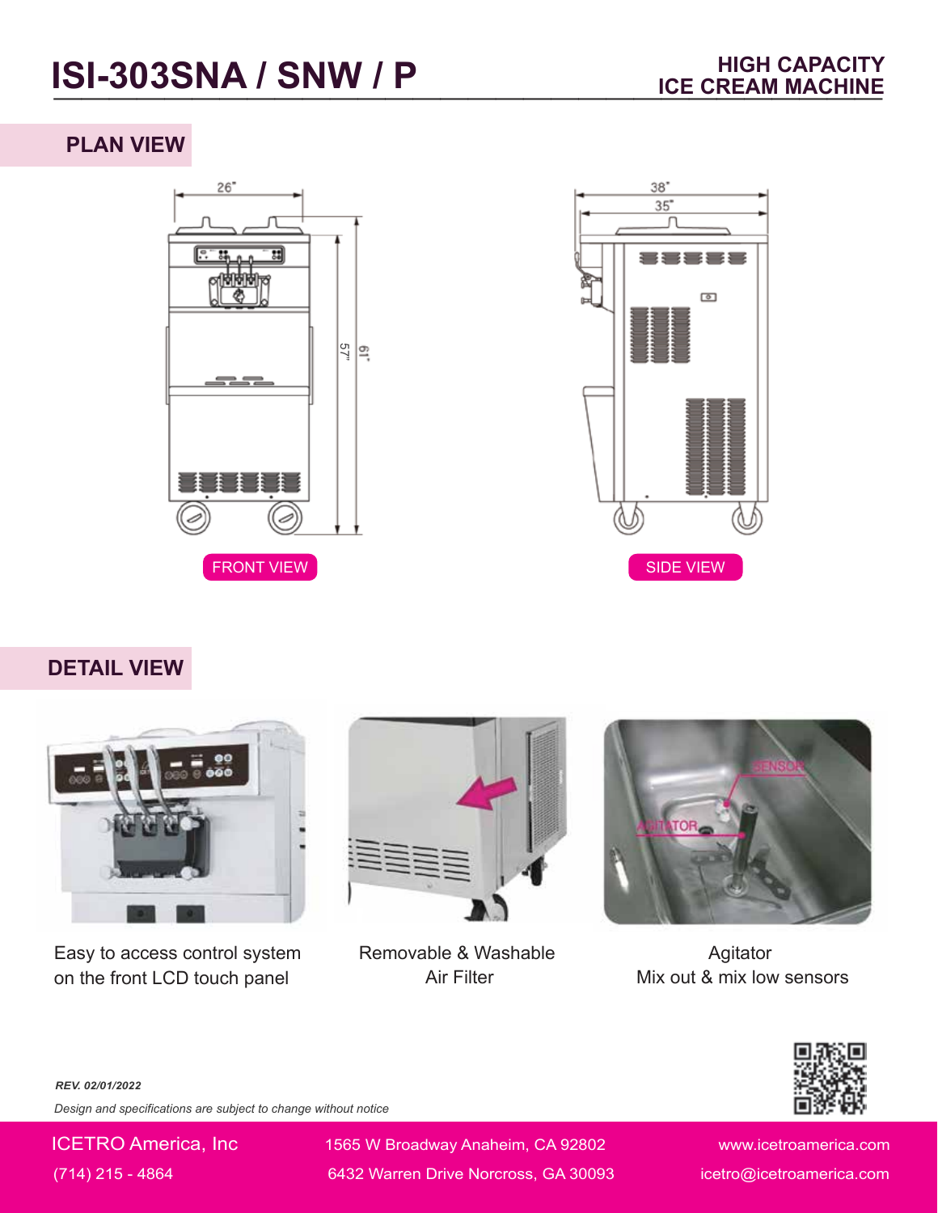# ISI-303SNA / SNW / P

**HIGH CAPACITY ICE CREAM MACHINE**

## PLAN VIEW

26"

57"

61"

FRONT VIEW

38"

35"

SIDE VIEW

## DETAIL VIEW

Easy to access control system on the front LCD touch panel

Removable & Washable Air Filter

SENSOR

AGITATOR

Agitator
Mix out & mix low sensors

*REV. 02/01/2022*

*Design and specifications are subject to change without notice*

ICETRO America, Inc
(714) 215 - 4864

1565 W Broadway Anaheim, CA 92802
6432 Warren Drive Norcross, GA 30093

www.icetroamerica.com
icetro@icetroamerica.com